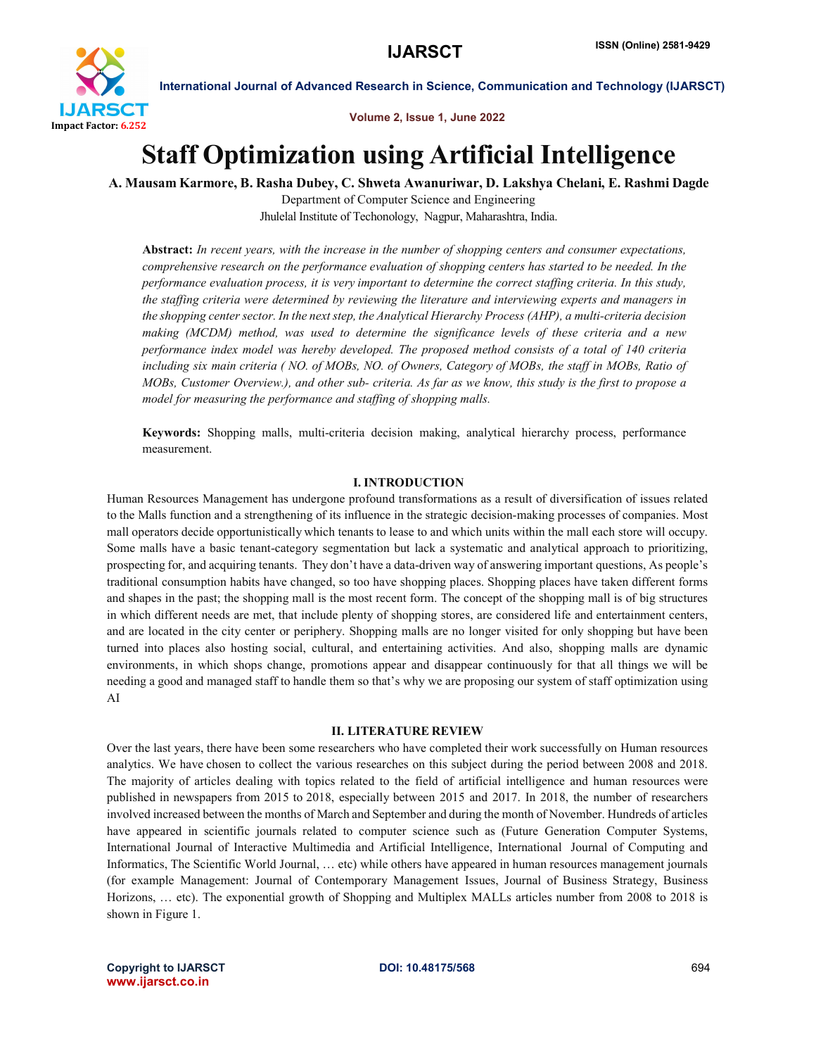# Staff Optimization using Artificial Intelligence

**A. Mausam Karmore, B. Rasha Dubey, C. Shweta Awanuriwar, D. Lakshya Chelani, E. Rashmi Dagde**

Department of Computer Science and Engineering

Jhulelal Institute of Techonology, Nagpur, Maharashtra, India.

**Abstract:** *In recent years, with the increase in the number of shopping centers and consumer expectations, comprehensive research on the performance evaluation of shopping centers has started to be needed. In the performance evaluation process, it is very important to determine the correct staffing criteria. In this study, the staffing criteria were determined by reviewing the literature and interviewing experts and managers in the shopping center sector. In the next step, the Analytical Hierarchy Process (AHP), a multi-criteria decision making (MCDM) method, was used to determine the significance levels of these criteria and a new performance index model was hereby developed. The proposed method consists of a total of 140 criteria including six main criteria ( NO. of MOBs, NO. of Owners, Category of MOBs, the staff in MOBs, Ratio of MOBs, Customer Overview.), and other sub- criteria. As far as we know, this study is the first to propose a model for measuring the performance and staffing of shopping malls.*

**Keywords:** Shopping malls, multi-criteria decision making, analytical hierarchy process, performance measurement.

## I. INTRODUCTION

Human Resources Management has undergone profound transformations as a result of diversification of issues related to the Malls function and a strengthening of its influence in the strategic decision-making processes of companies. Most mall operators decide opportunistically which tenants to lease to and which units within the mall each store will occupy. Some malls have a basic tenant-category segmentation but lack a systematic and analytical approach to prioritizing, prospecting for, and acquiring tenants. They don't have a data-driven way of answering important questions, As people's traditional consumption habits have changed, so too have shopping places. Shopping places have taken different forms and shapes in the past; the shopping mall is the most recent form. The concept of the shopping mall is of big structures in which different needs are met, that include plenty of shopping stores, are considered life and entertainment centers, and are located in the city center or periphery. Shopping malls are no longer visited for only shopping but have been turned into places also hosting social, cultural, and entertaining activities. And also, shopping malls are dynamic environments, in which shops change, promotions appear and disappear continuously for that all things we will be needing a good and managed staff to handle them so that's why we are proposing our system of staff optimization using AI

## II. LITERATURE REVIEW

Over the last years, there have been some researchers who have completed their work successfully on Human resources analytics. We have chosen to collect the various researches on this subject during the period between 2008 and 2018. The majority of articles dealing with topics related to the field of artificial intelligence and human resources were published in newspapers from 2015 to 2018, especially between 2015 and 2017. In 2018, the number of researchers involved increased between the months of March and September and during the month of November. Hundreds of articles have appeared in scientific journals related to computer science such as (Future Generation Computer Systems, International Journal of Interactive Multimedia and Artificial Intelligence, International Journal of Computing and Informatics, The Scientific World Journal, … etc) while others have appeared in human resources management journals (for example Management: Journal of Contemporary Management Issues, Journal of Business Strategy, Business Horizons, … etc). The exponential growth of Shopping and Multiplex MALLs articles number from 2008 to 2018 is shown in Figure 1.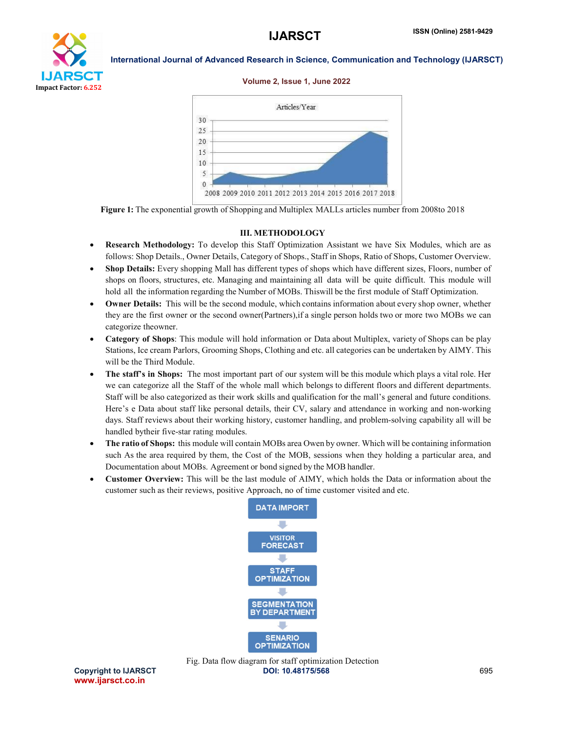Figure 1: The exponential growth of Shopping and Multiplex MALLs articles number from 2008to 2018

## III. METHODOLOGY

- **Research Methodology:** To develop this Staff Optimization Assistant we have Six Modules, which are as follows: Shop Details., Owner Details, Category of Shops., Staff in Shops, Ratio of Shops, Customer Overview.
- **Shop Details:** Every shopping Mall has different types of shops which have different sizes, Floors, number of shops on floors, structures, etc. Managing and maintaining all data will be quite difficult. This module will hold all the information regarding the Number of MOBs. Thiswill be the first module of Staff Optimization.
- **Owner Details:** This will be the second module, which contains information about every shop owner, whether they are the first owner or the second owner(Partners),if a single person holds two or more two MOBs we can categorize theowner.
- **Category of Shops**: This module will hold information or Data about Multiplex, variety of Shops can be play Stations, Ice cream Parlors, Grooming Shops, Clothing and etc. all categories can be undertaken by AIMY. This will be the Third Module.
- **The staff's in Shops:** The most important part of our system will be this module which plays a vital role. Her we can categorize all the Staff of the whole mall which belongs to different floors and different departments. Staff will be also categorized as their work skills and qualification for the mall's general and future conditions. Here's e Data about staff like personal details, their CV, salary and attendance in working and non-working days. Staff reviews about their working history, customer handling, and problem-solving capability all will be handled bytheir five-star rating modules.
- **The ratio of Shops:** this module will contain MOBs area Owen by owner. Which will be containing information such As the area required by them, the Cost of the MOB, sessions when they holding a particular area, and Documentation about MOBs. Agreement or bond signed by the MOB handler.
- **Customer Overview:** This will be the last module of AIMY, which holds the Data or information about the customer such as their reviews, positive Approach, no of time customer visited and etc.

DATA IMPORT → VISITOR FORECAST → STAFF OPTIMIZATION → SEGMENTATION BY DEPARTMENT → SENARIO OPTIMIZATION

Fig. Data flow diagram for staff optimization Detection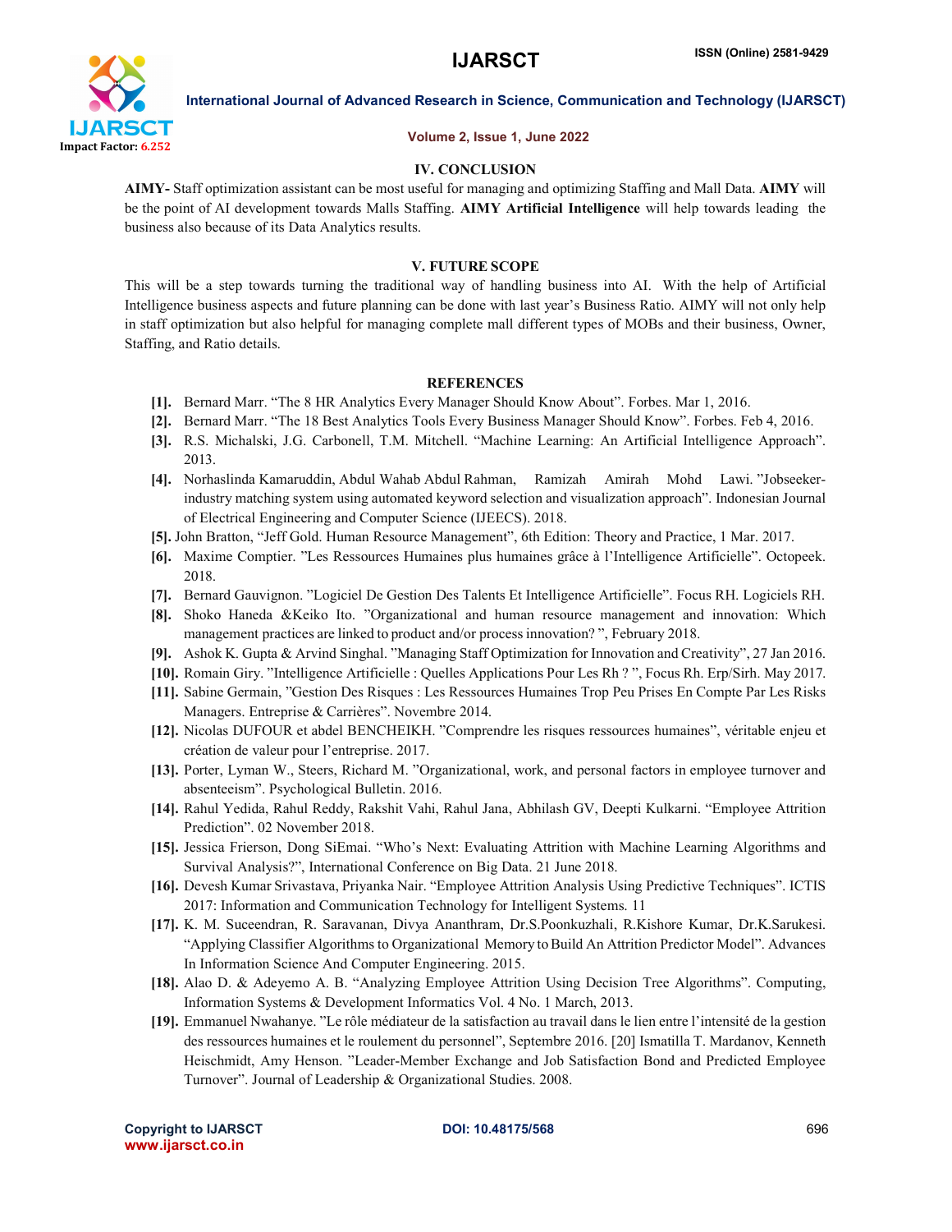## IV. CONCLUSION

**AIMY-** Staff optimization assistant can be most useful for managing and optimizing Staffing and Mall Data. **AIMY** will be the point of AI development towards Malls Staffing. **AIMY Artificial Intelligence** will help towards leading the business also because of its Data Analytics results.

## V. FUTURE SCOPE

This will be a step towards turning the traditional way of handling business into AI. With the help of Artificial Intelligence business aspects and future planning can be done with last year's Business Ratio. AIMY will not only help in staff optimization but also helpful for managing complete mall different types of MOBs and their business, Owner, Staffing, and Ratio details.

## REFERENCES

**[1].** Bernard Marr. "The 8 HR Analytics Every Manager Should Know About". Forbes. Mar 1, 2016.

**[2].** Bernard Marr. "The 18 Best Analytics Tools Every Business Manager Should Know". Forbes. Feb 4, 2016.

**[3].** R.S. Michalski, J.G. Carbonell, T.M. Mitchell. "Machine Learning: An Artificial Intelligence Approach". 2013.

**[4].** Norhaslinda Kamaruddin, Abdul Wahab Abdul Rahman, Ramizah Amirah Mohd Lawi. "Jobseeker-industry matching system using automated keyword selection and visualization approach". Indonesian Journal of Electrical Engineering and Computer Science (IJEECS). 2018.

**[5].** John Bratton, "Jeff Gold. Human Resource Management", 6th Edition: Theory and Practice, 1 Mar. 2017.

**[6].** Maxime Comptier. "Les Ressources Humaines plus humaines grâce à l'Intelligence Artificielle". Octopeek. 2018.

**[7].** Bernard Gauvignon. "Logiciel De Gestion Des Talents Et Intelligence Artificielle". Focus RH. Logiciels RH.

**[8].** Shoko Haneda &Keiko Ito. "Organizational and human resource management and innovation: Which management practices are linked to product and/or process innovation? ", February 2018.

**[9].** Ashok K. Gupta & Arvind Singhal. "Managing Staff Optimization for Innovation and Creativity", 27 Jan 2016.

**[10].** Romain Giry. "Intelligence Artificielle : Quelles Applications Pour Les Rh ? ", Focus Rh. Erp/Sirh. May 2017.

**[11].** Sabine Germain, "Gestion Des Risques : Les Ressources Humaines Trop Peu Prises En Compte Par Les Risks Managers. Entreprise & Carrières". Novembre 2014.

**[12].** Nicolas DUFOUR et abdel BENCHEIKH. "Comprendre les risques ressources humaines", véritable enjeu et création de valeur pour l'entreprise. 2017.

**[13].** Porter, Lyman W., Steers, Richard M. "Organizational, work, and personal factors in employee turnover and absenteeism". Psychological Bulletin. 2016.

**[14].** Rahul Yedida, Rahul Reddy, Rakshit Vahi, Rahul Jana, Abhilash GV, Deepti Kulkarni. "Employee Attrition Prediction". 02 November 2018.

**[15].** Jessica Frierson, Dong SiEmai. "Who's Next: Evaluating Attrition with Machine Learning Algorithms and Survival Analysis?", International Conference on Big Data. 21 June 2018.

**[16].** Devesh Kumar Srivastava, Priyanka Nair. "Employee Attrition Analysis Using Predictive Techniques". ICTIS 2017: Information and Communication Technology for Intelligent Systems. 11

**[17].** K. M. Suceendran, R. Saravanan, Divya Ananthram, Dr.S.Poonkuzhali, R.Kishore Kumar, Dr.K.Sarukesi. "Applying Classifier Algorithms to Organizational Memory to Build An Attrition Predictor Model". Advances In Information Science And Computer Engineering. 2015.

**[18].** Alao D. & Adeyemo A. B. "Analyzing Employee Attrition Using Decision Tree Algorithms". Computing, Information Systems & Development Informatics Vol. 4 No. 1 March, 2013.

**[19].** Emmanuel Nwahanye. "Le rôle médiateur de la satisfaction au travail dans le lien entre l'intensité de la gestion des ressources humaines et le roulement du personnel", Septembre 2016. [20] Ismatilla T. Mardanov, Kenneth Heischmidt, Amy Henson. "Leader-Member Exchange and Job Satisfaction Bond and Predicted Employee Turnover". Journal of Leadership & Organizational Studies. 2008.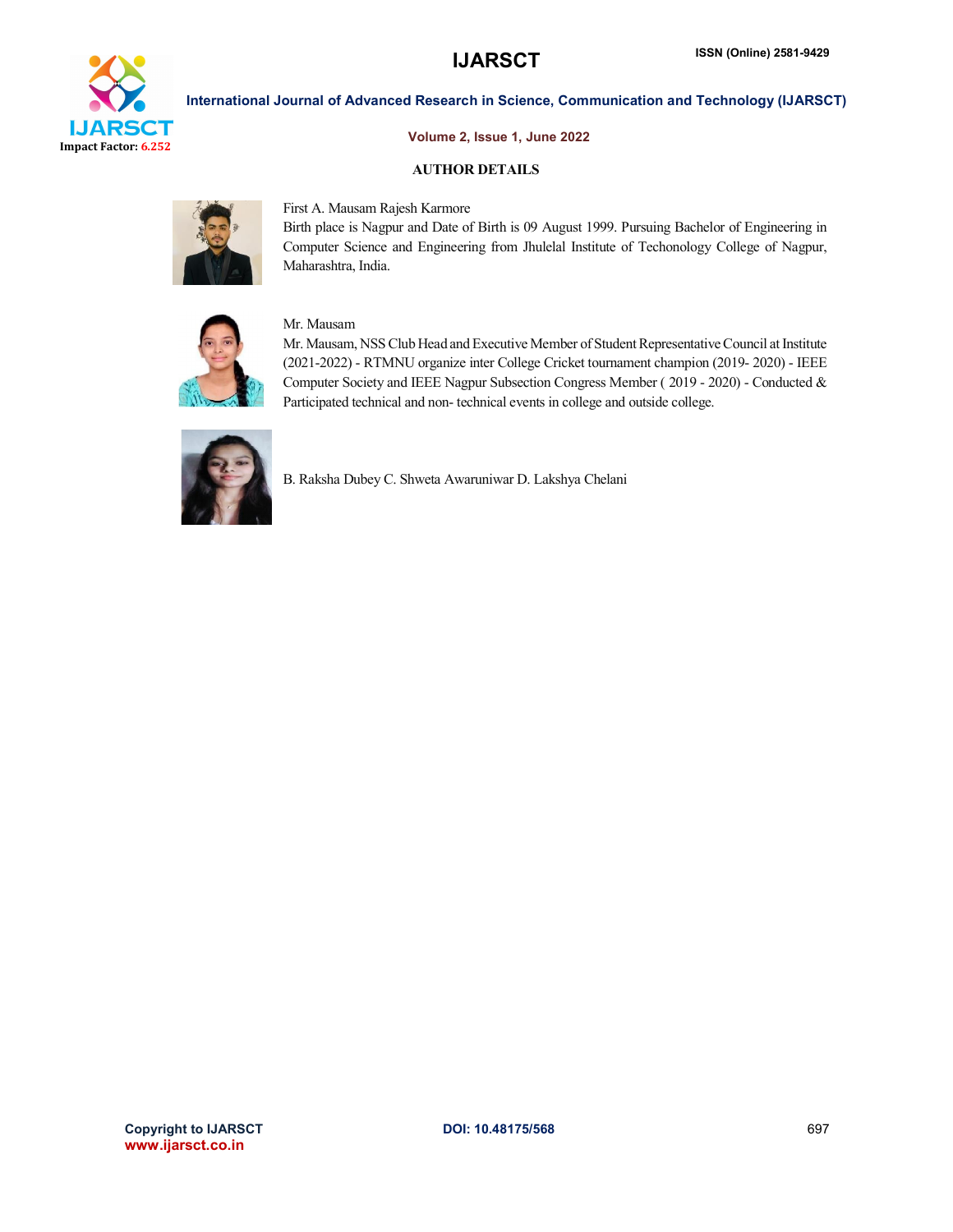## AUTHOR DETAILS

First A. Mausam Rajesh Karmore
Birth place is Nagpur and Date of Birth is 09 August 1999. Pursuing Bachelor of Engineering in Computer Science and Engineering from Jhulelal Institute of Techonology College of Nagpur, Maharashtra, India.

Mr. Mausam
Mr. Mausam, NSS Club Head and Executive Member of Student Representative Council at Institute (2021-2022) - RTMNU organize inter College Cricket tournament champion (2019- 2020) - IEEE Computer Society and IEEE Nagpur Subsection Congress Member ( 2019 - 2020) - Conducted & Participated technical and non- technical events in college and outside college.

B. Raksha Dubey C. Shweta Awaruniwar D. Lakshya Chelani